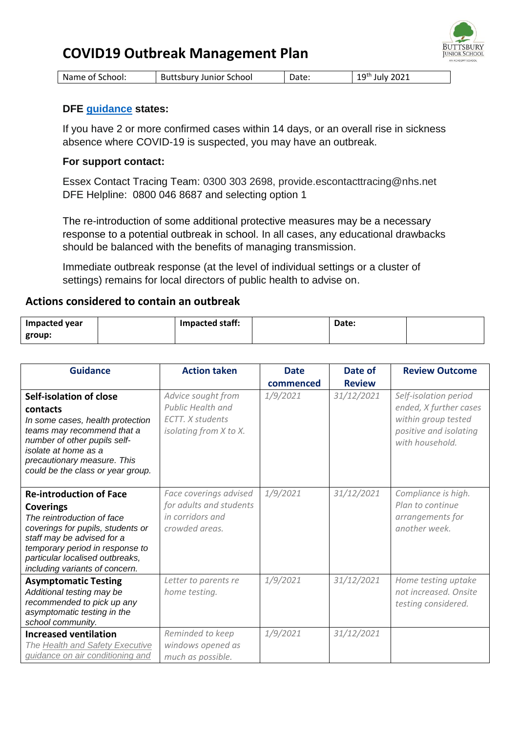# COVID19 Outbreak Management Plan

| Name of School: | Buttsbury Junior School | Date: | 19th July 2021 |
|---|---|---|---|

**DFE guidance states:**

If you have 2 or more confirmed cases within 14 days, or an overall rise in sickness absence where COVID-19 is suspected, you may have an outbreak.

**For support contact:**

Essex Contact Tracing Team: 0300 303 2698, provide.escontacttracing@nhs.net
DFE Helpline: 0800 046 8687 and selecting option 1

The re-introduction of some additional protective measures may be a necessary response to a potential outbreak in school. In all cases, any educational drawbacks should be balanced with the benefits of managing transmission.

Immediate outbreak response (at the level of individual settings or a cluster of settings) remains for local directors of public health to advise on.

## Actions considered to contain an outbreak

| Impacted year group: | | Impacted staff: | | Date: | |
|---|---|---|---|---|---|

| Guidance | Action taken | Date commenced | Date of Review | Review Outcome |
|---|---|---|---|---|
| **Self-isolation of close contacts**<br>*In some cases, health protection teams may recommend that a number of other pupils self-isolate at home as a precautionary measure. This could be the class or year group.* | *Advice sought from Public Health and ECTT. X students isolating from X to X.* | *1/9/2021* | *31/12/2021* | *Self-isolation period ended, X further cases within group tested positive and isolating with household.* |
| **Re-introduction of Face Coverings**<br>*The reintroduction of face coverings for pupils, students or staff may be advised for a temporary period in response to particular localised outbreaks, including variants of concern.* | *Face coverings advised for adults and students in corridors and crowded areas.* | *1/9/2021* | *31/12/2021* | *Compliance is high. Plan to continue arrangements for another week.* |
| **Asymptomatic Testing**<br>*Additional testing may be recommended to pick up any asymptomatic testing in the school community.* | *Letter to parents re home testing.* | *1/9/2021* | *31/12/2021* | *Home testing uptake not increased. Onsite testing considered.* |
| **Increased ventilation**<br>*The Health and Safety Executive guidance on air conditioning and* | *Reminded to keep windows opened as much as possible.* | *1/9/2021* | *31/12/2021* | |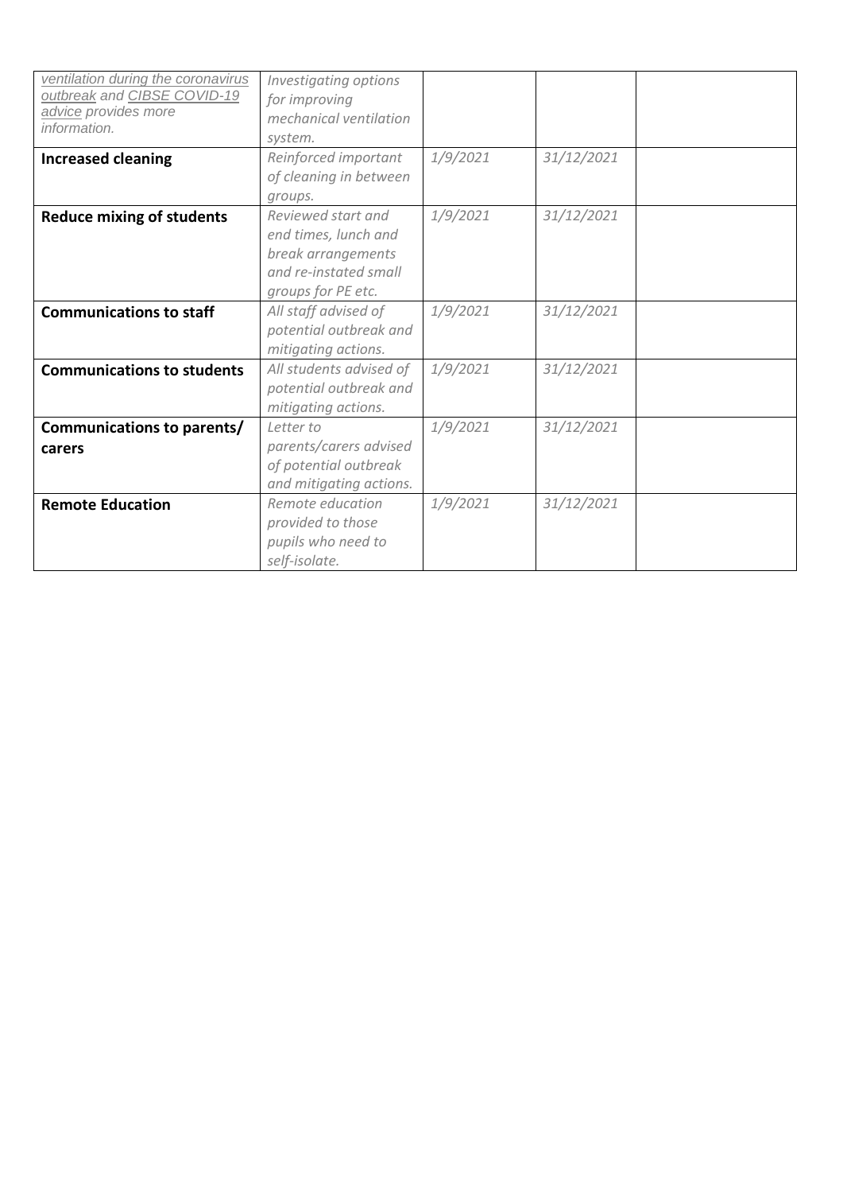| | | | | |
|---|---|---|---|---|
| *ventilation during the coronavirus outbreak and CIBSE COVID-19 advice provides more information.* | *Investigating options for improving mechanical ventilation system.* | | | |
| **Increased cleaning** | *Reinforced important of cleaning in between groups.* | *1/9/2021* | *31/12/2021* | |
| **Reduce mixing of students** | *Reviewed start and end times, lunch and break arrangements and re-instated small groups for PE etc.* | *1/9/2021* | *31/12/2021* | |
| **Communications to staff** | *All staff advised of potential outbreak and mitigating actions.* | *1/9/2021* | *31/12/2021* | |
| **Communications to students** | *All students advised of potential outbreak and mitigating actions.* | *1/9/2021* | *31/12/2021* | |
| **Communications to parents/ carers** | *Letter to parents/carers advised of potential outbreak and mitigating actions.* | *1/9/2021* | *31/12/2021* | |
| **Remote Education** | *Remote education provided to those pupils who need to self-isolate.* | *1/9/2021* | *31/12/2021* | |